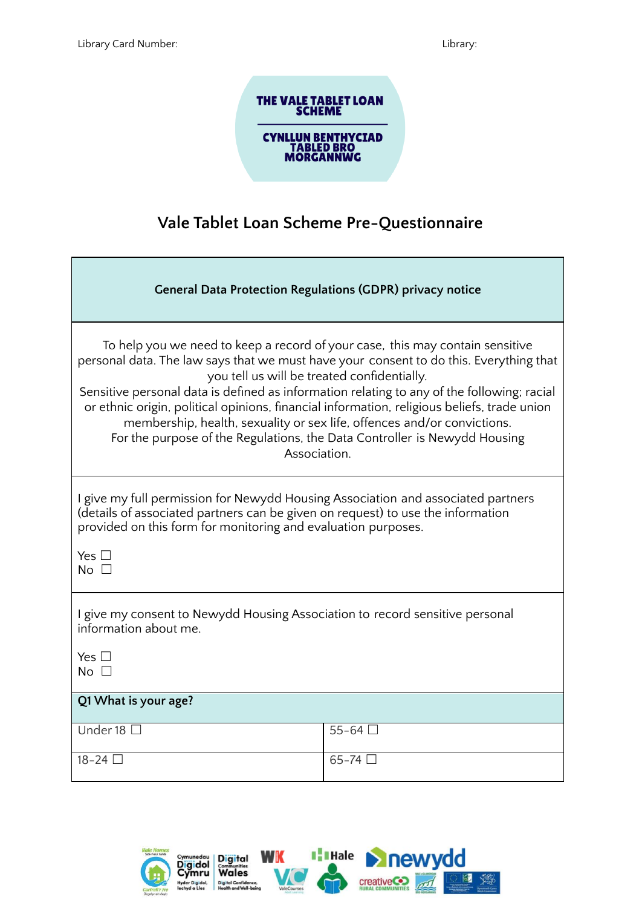Library Card Number: Library:

THE VALE TABLET LOAN SCHEME

CYNLLUN BENTHYCIAD TABLED BRO MORGANNWG

# Vale Tablet Loan Scheme Pre-Questionnaire

| General Data Protection Regulations (GDPR) privacy notice |
|---|
| To help you we need to keep a record of your case, this may contain sensitive personal data. The law says that we must have your consent to do this. Everything that you tell us will be treated confidentially. Sensitive personal data is defined as information relating to any of the following; racial or ethnic origin, political opinions, financial information, religious beliefs, trade union membership, health, sexuality or sex life, offences and/or convictions. For the purpose of the Regulations, the Data Controller is Newydd Housing Association. |
| I give my full permission for Newydd Housing Association and associated partners (details of associated partners can be given on request) to use the information provided on this form for monitoring and evaluation purposes. <br><br> Yes ☐ <br> No ☐ |
| I give my consent to Newydd Housing Association to record sensitive personal information about me. <br><br> Yes ☐ <br> No ☐ |

| Q1 What is your age? | |
|---|---|
| Under 18 ☐ | 55-64 ☐ |
| 18-24 ☐ | 65-74 ☐ |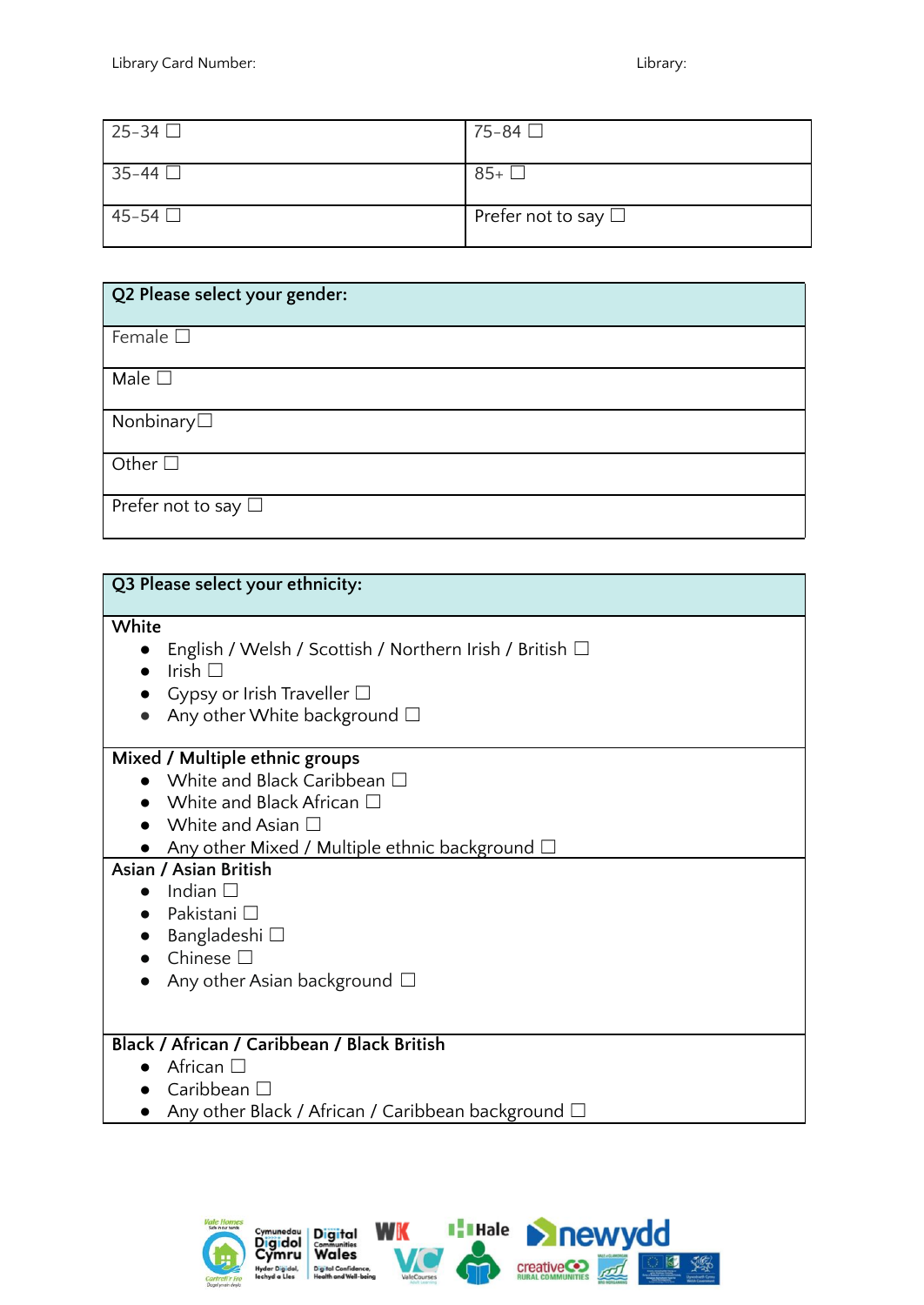Library Card Number: Library:

| | |
|---|---|
| 25-34 ☐ | 75-84 ☐ |
| 35-44 ☐ | 85+ ☐ |
| 45-54 ☐ | Prefer not to say ☐ |

| **Q2 Please select your gender:** |
|---|
| Female ☐ |
| Male ☐ |
| Nonbinary☐ |
| Other ☐ |
| Prefer not to say ☐ |

**Q3 Please select your ethnicity:**

**White**

- English / Welsh / Scottish / Northern Irish / British ☐
- Irish ☐
- Gypsy or Irish Traveller ☐
- Any other White background ☐

**Mixed / Multiple ethnic groups**

- White and Black Caribbean ☐
- White and Black African ☐
- White and Asian ☐
- Any other Mixed / Multiple ethnic background ☐

**Asian / Asian British**

- Indian ☐
- Pakistani ☐
- Bangladeshi ☐
- Chinese ☐
- Any other Asian background ☐

**Black / African / Caribbean / Black British**

- African ☐
- Caribbean ☐
- Any other Black / African / Caribbean background ☐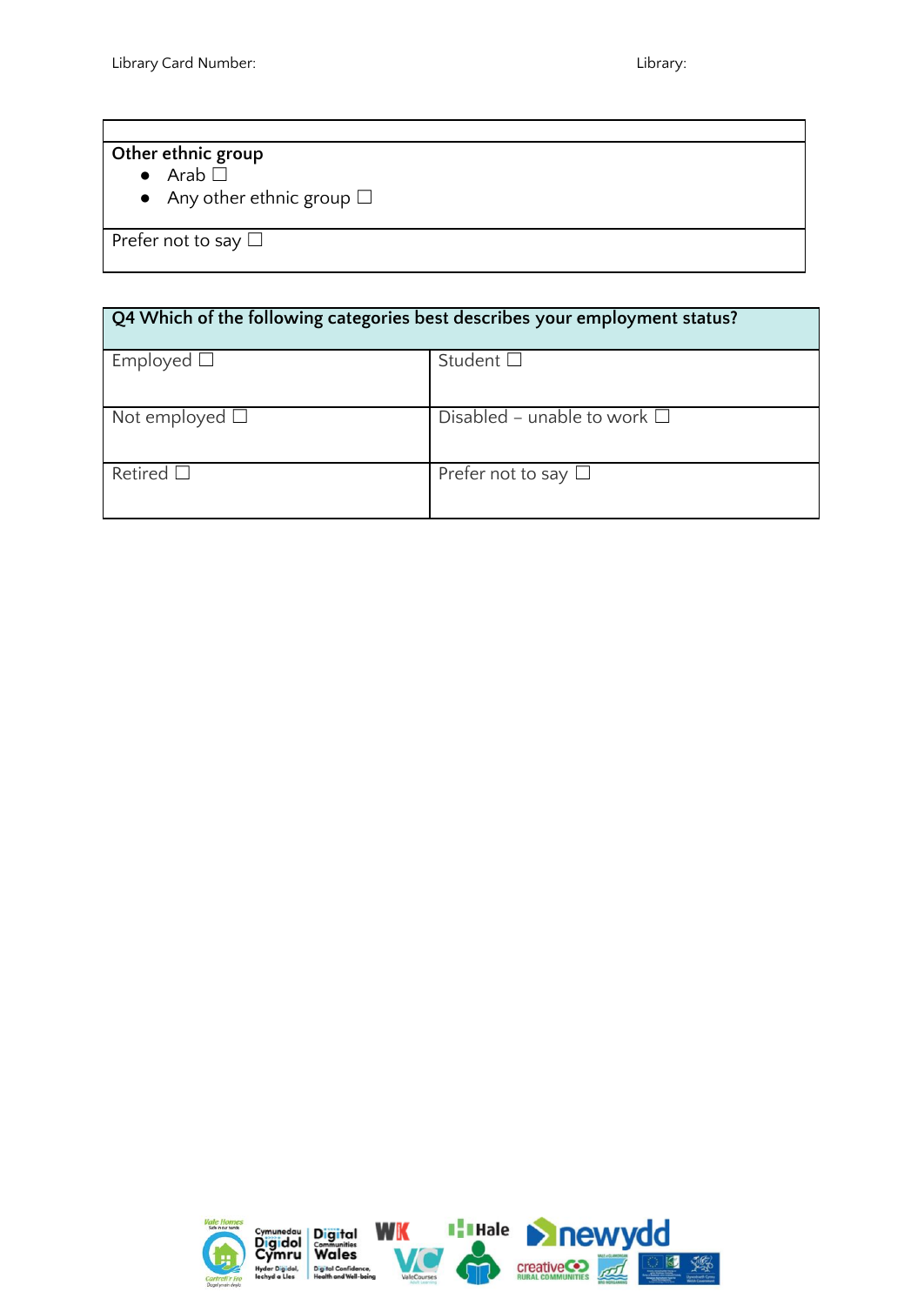| |
|---|
| **Other ethnic group**<br>● Arab ☐<br>● Any other ethnic group ☐ |
| Prefer not to say ☐ |

| **Q4 Which of the following categories best describes your employment status?** | |
|---|---|
| Employed ☐ | Student ☐ |
| Not employed ☐ | Disabled – unable to work ☐ |
| Retired ☐ | Prefer not to say ☐ |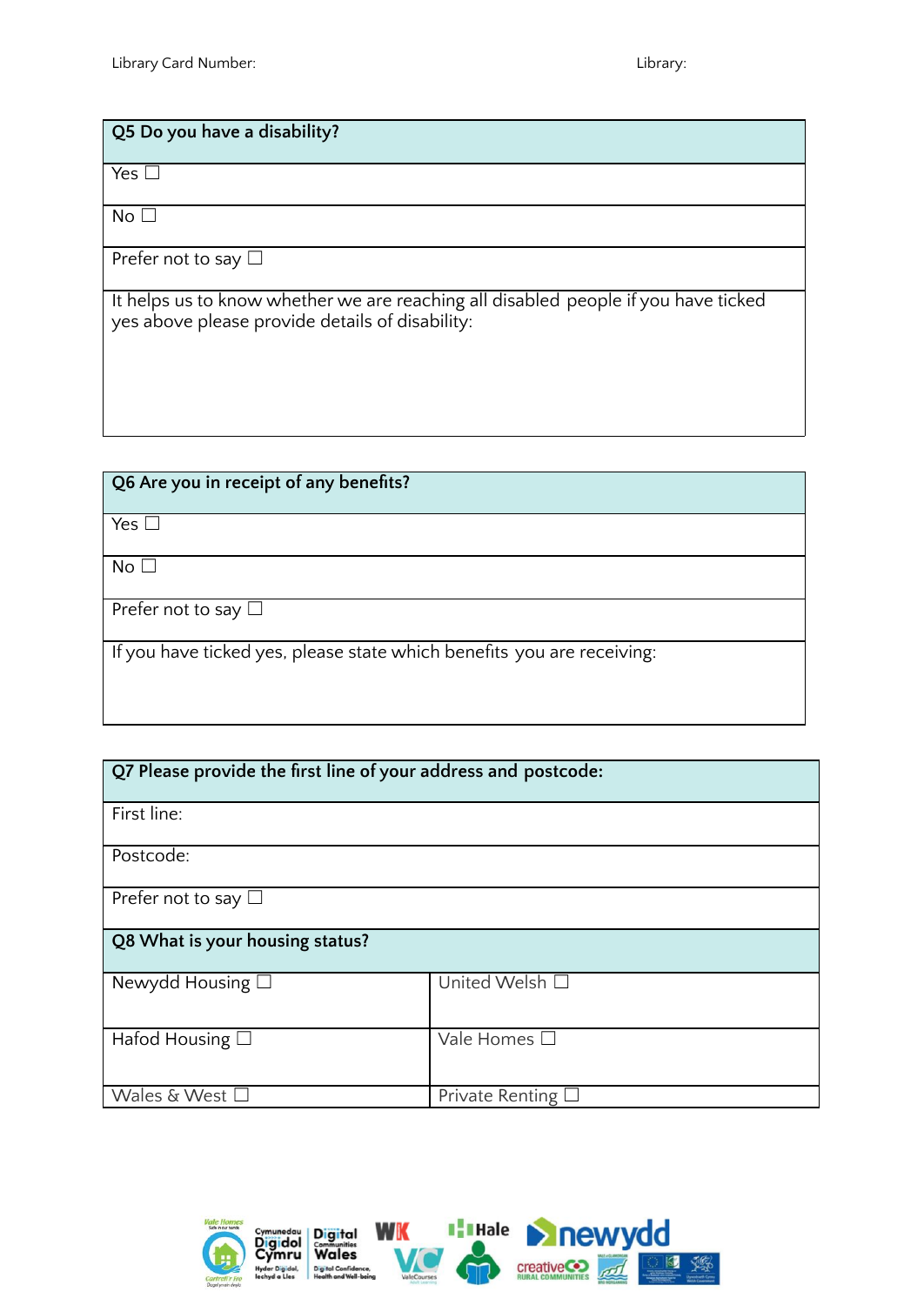Library Card Number: Library:

| Q5 Do you have a disability? |
|---|
| Yes ☐ |
| No ☐ |
| Prefer not to say ☐ |
| It helps us to know whether we are reaching all disabled people if you have ticked yes above please provide details of disability: |

| Q6 Are you in receipt of any benefits? |
|---|
| Yes ☐ |
| No ☐ |
| Prefer not to say ☐ |
| If you have ticked yes, please state which benefits you are receiving: |

| Q7 Please provide the first line of your address and postcode: |
|---|
| First line: |
| Postcode: |
| Prefer not to say ☐ |

| Q8 What is your housing status? | |
|---|---|
| Newydd Housing ☐ | United Welsh ☐ |
| Hafod Housing ☐ | Vale Homes ☐ |
| Wales & West ☐ | Private Renting ☐ |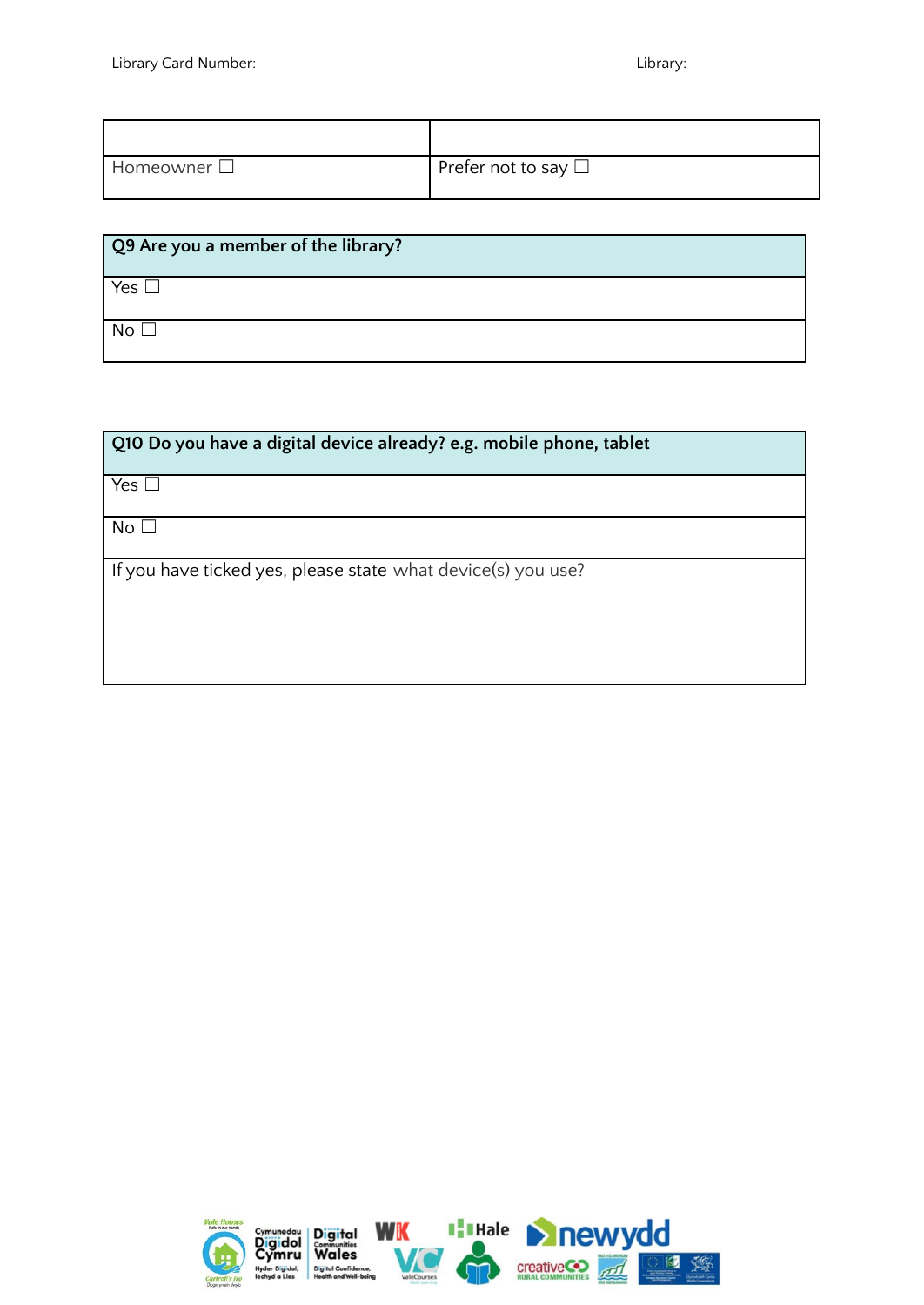Library Card Number: Library:

| | |
|---|---|
| Homeowner ☐ | Prefer not to say ☐ |

| Q9 Are you a member of the library? |
|---|
| Yes ☐ |
| No ☐ |

| Q10 Do you have a digital device already? e.g. mobile phone, tablet |
|---|
| Yes ☐ |
| No ☐ |
| If you have ticked yes, please state what device(s) you use? |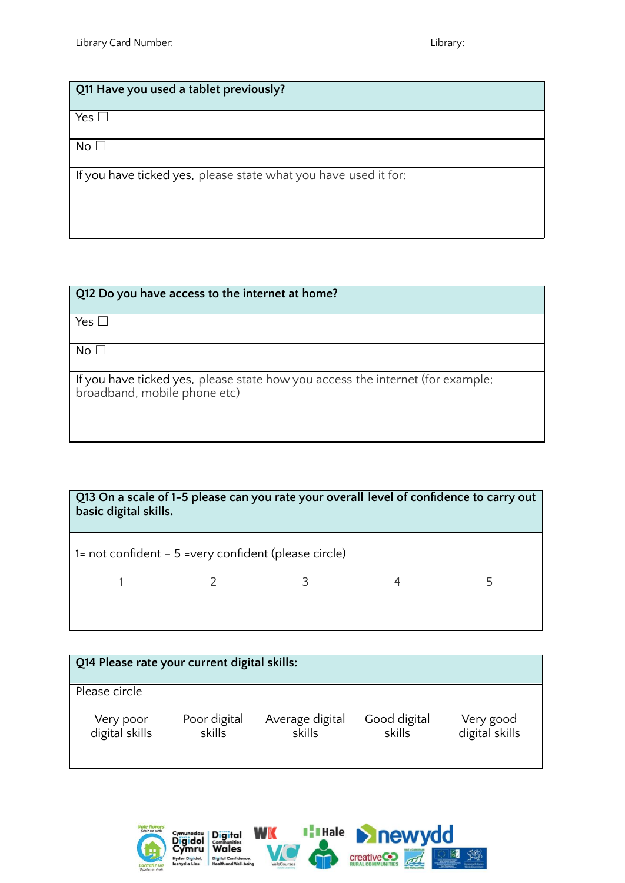Library Card Number: Library:

| Q11 Have you used a tablet previously? |
|---|
| Yes ☐ |
| No ☐ |
| If you have ticked yes, please state what you have used it for: |

| Q12 Do you have access to the internet at home? |
|---|
| Yes ☐ |
| No ☐ |
| If you have ticked yes, please state how you access the internet (for example; broadband, mobile phone etc) |

**Q13 On a scale of 1-5 please can you rate your overall level of confidence to carry out basic digital skills.**

1= not confident – 5 =very confident (please circle)

| 1 | 2 | 3 | 4 | 5 |
|---|---|---|---|---|

**Q14 Please rate your current digital skills:**

Please circle

| Very poor digital skills | Poor digital skills | Average digital skills | Good digital skills | Very good digital skills |
|---|---|---|---|---|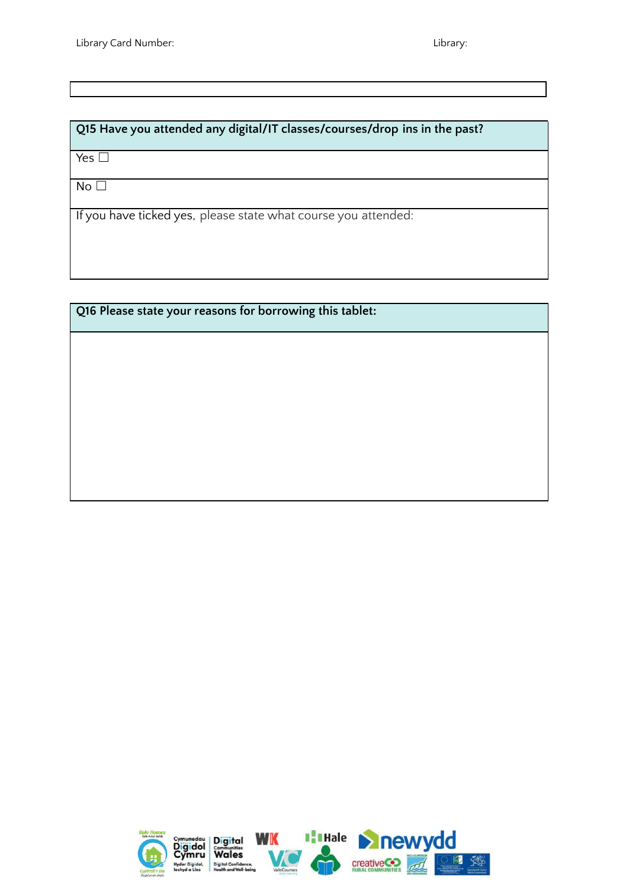Library Card Number: Library:

| |
|---|
| |

| Q15 Have you attended any digital/IT classes/courses/drop ins in the past? |
|---|
| Yes ☐ |
| No ☐ |
| If you have ticked yes, please state what course you attended: |

| Q16 Please state your reasons for borrowing this tablet: |
|---|
| |